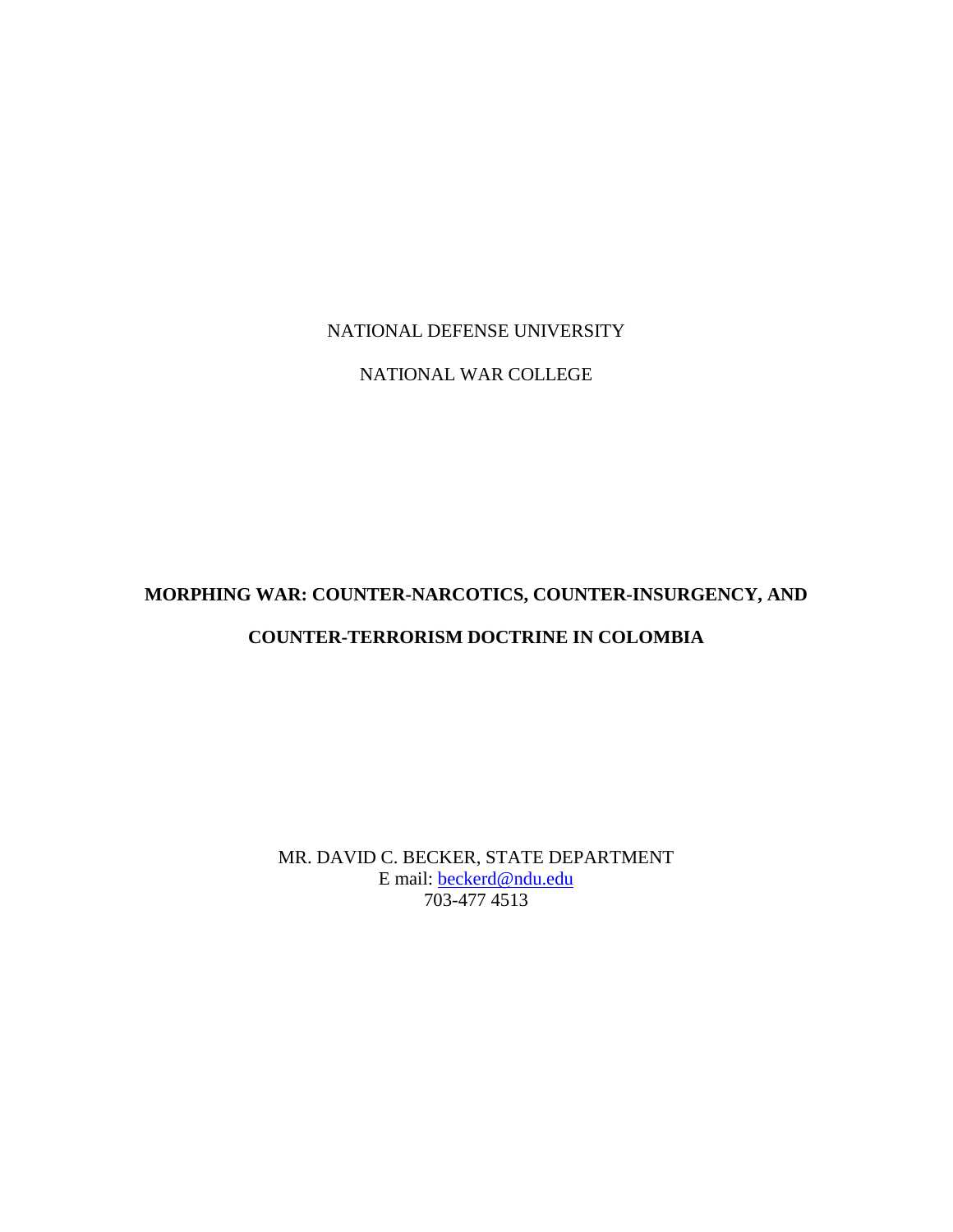NATIONAL DEFENSE UNIVERSITY

NATIONAL WAR COLLEGE

# MORPHING WAR: COUNTER-NARCOTICS, COUNTER-INSURGENCY, AND COUNTER-TERRORISM DOCTRINE IN COLOMBIA

MR. DAVID C. BECKER, STATE DEPARTMENT
E mail: beckerd@ndu.edu
703-477 4513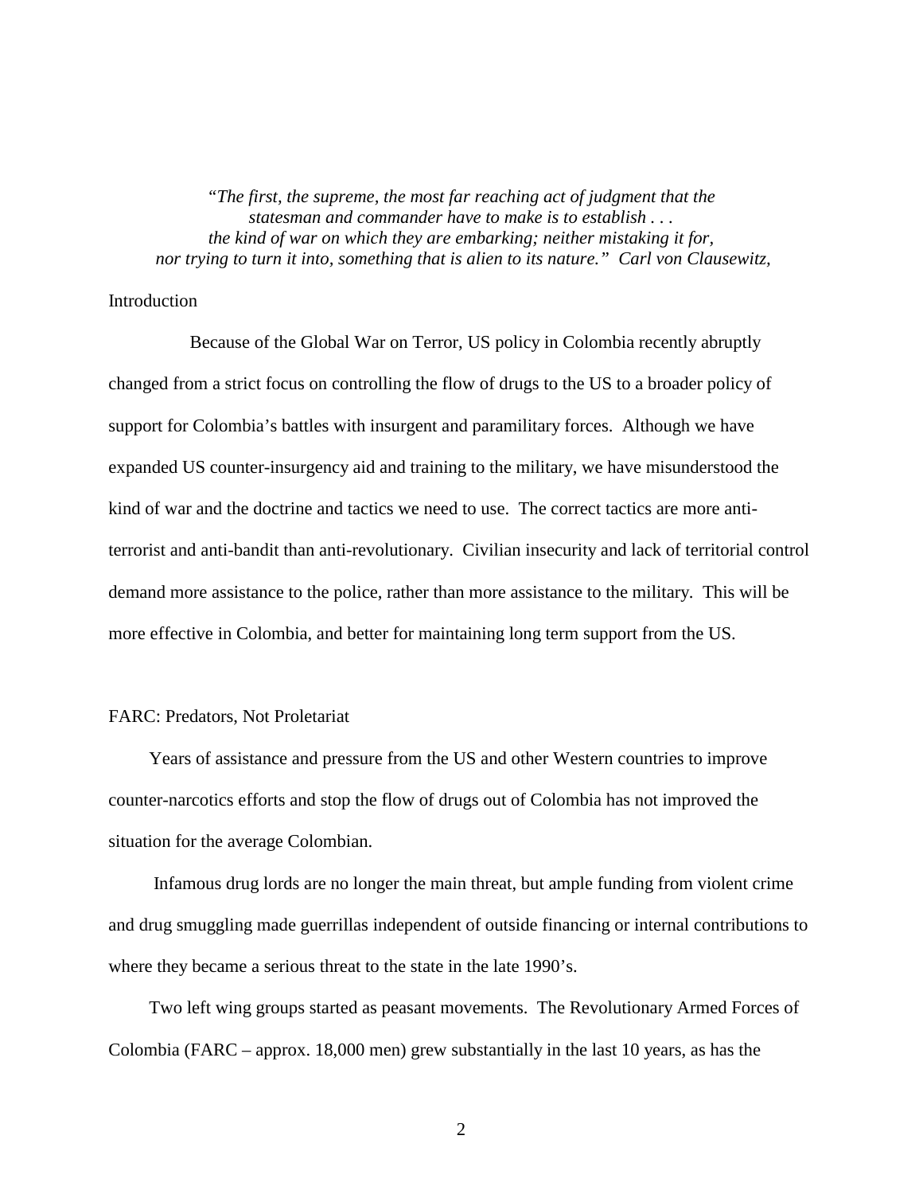*"The first, the supreme, the most far reaching act of judgment that the statesman and commander have to make is to establish . . . the kind of war on which they are embarking; neither mistaking it for, nor trying to turn it into, something that is alien to its nature." Carl von Clausewitz,*

## Introduction

Because of the Global War on Terror, US policy in Colombia recently abruptly changed from a strict focus on controlling the flow of drugs to the US to a broader policy of support for Colombia's battles with insurgent and paramilitary forces. Although we have expanded US counter-insurgency aid and training to the military, we have misunderstood the kind of war and the doctrine and tactics we need to use. The correct tactics are more anti-terrorist and anti-bandit than anti-revolutionary. Civilian insecurity and lack of territorial control demand more assistance to the police, rather than more assistance to the military. This will be more effective in Colombia, and better for maintaining long term support from the US.

## FARC: Predators, Not Proletariat

Years of assistance and pressure from the US and other Western countries to improve counter-narcotics efforts and stop the flow of drugs out of Colombia has not improved the situation for the average Colombian.

Infamous drug lords are no longer the main threat, but ample funding from violent crime and drug smuggling made guerrillas independent of outside financing or internal contributions to where they became a serious threat to the state in the late 1990's.

Two left wing groups started as peasant movements. The Revolutionary Armed Forces of Colombia (FARC – approx. 18,000 men) grew substantially in the last 10 years, as has the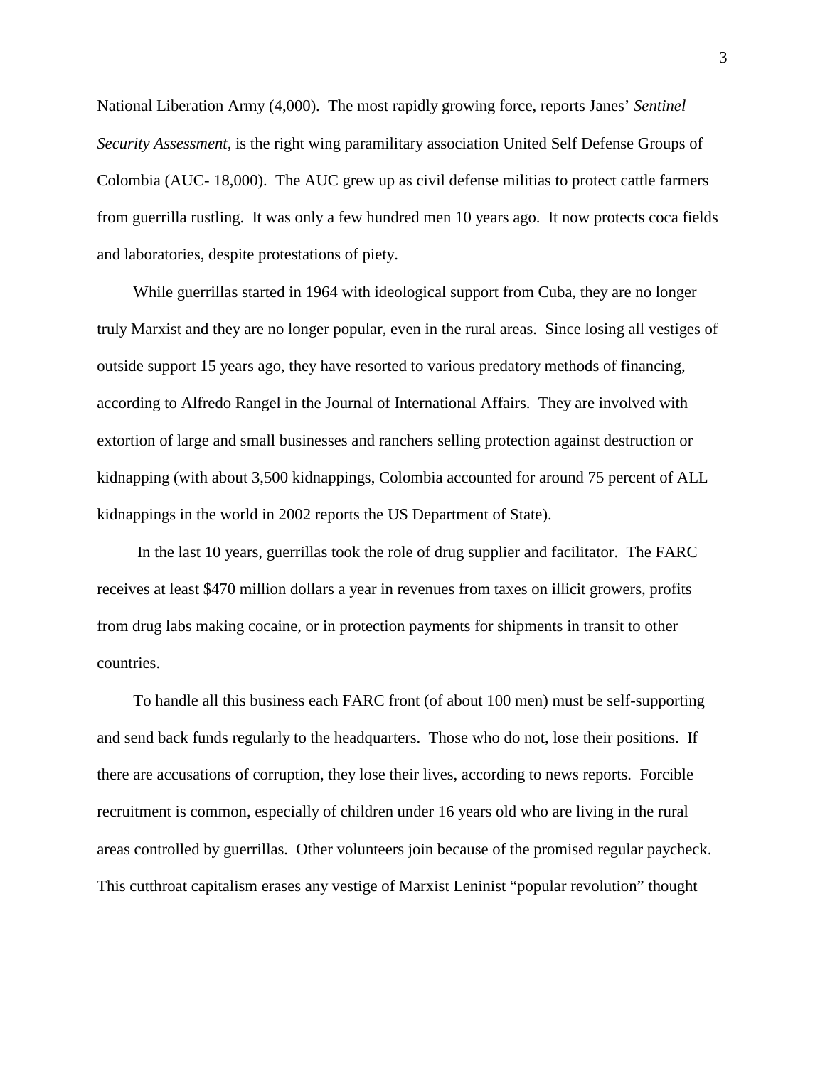National Liberation Army (4,000). The most rapidly growing force, reports Janes' *Sentinel Security Assessment*, is the right wing paramilitary association United Self Defense Groups of Colombia (AUC- 18,000). The AUC grew up as civil defense militias to protect cattle farmers from guerrilla rustling. It was only a few hundred men 10 years ago. It now protects coca fields and laboratories, despite protestations of piety.

While guerrillas started in 1964 with ideological support from Cuba, they are no longer truly Marxist and they are no longer popular, even in the rural areas. Since losing all vestiges of outside support 15 years ago, they have resorted to various predatory methods of financing, according to Alfredo Rangel in the Journal of International Affairs. They are involved with extortion of large and small businesses and ranchers selling protection against destruction or kidnapping (with about 3,500 kidnappings, Colombia accounted for around 75 percent of ALL kidnappings in the world in 2002 reports the US Department of State).

In the last 10 years, guerrillas took the role of drug supplier and facilitator. The FARC receives at least $470 million dollars a year in revenues from taxes on illicit growers, profits from drug labs making cocaine, or in protection payments for shipments in transit to other countries.

To handle all this business each FARC front (of about 100 men) must be self-supporting and send back funds regularly to the headquarters. Those who do not, lose their positions. If there are accusations of corruption, they lose their lives, according to news reports. Forcible recruitment is common, especially of children under 16 years old who are living in the rural areas controlled by guerrillas. Other volunteers join because of the promised regular paycheck. This cutthroat capitalism erases any vestige of Marxist Leninist "popular revolution" thought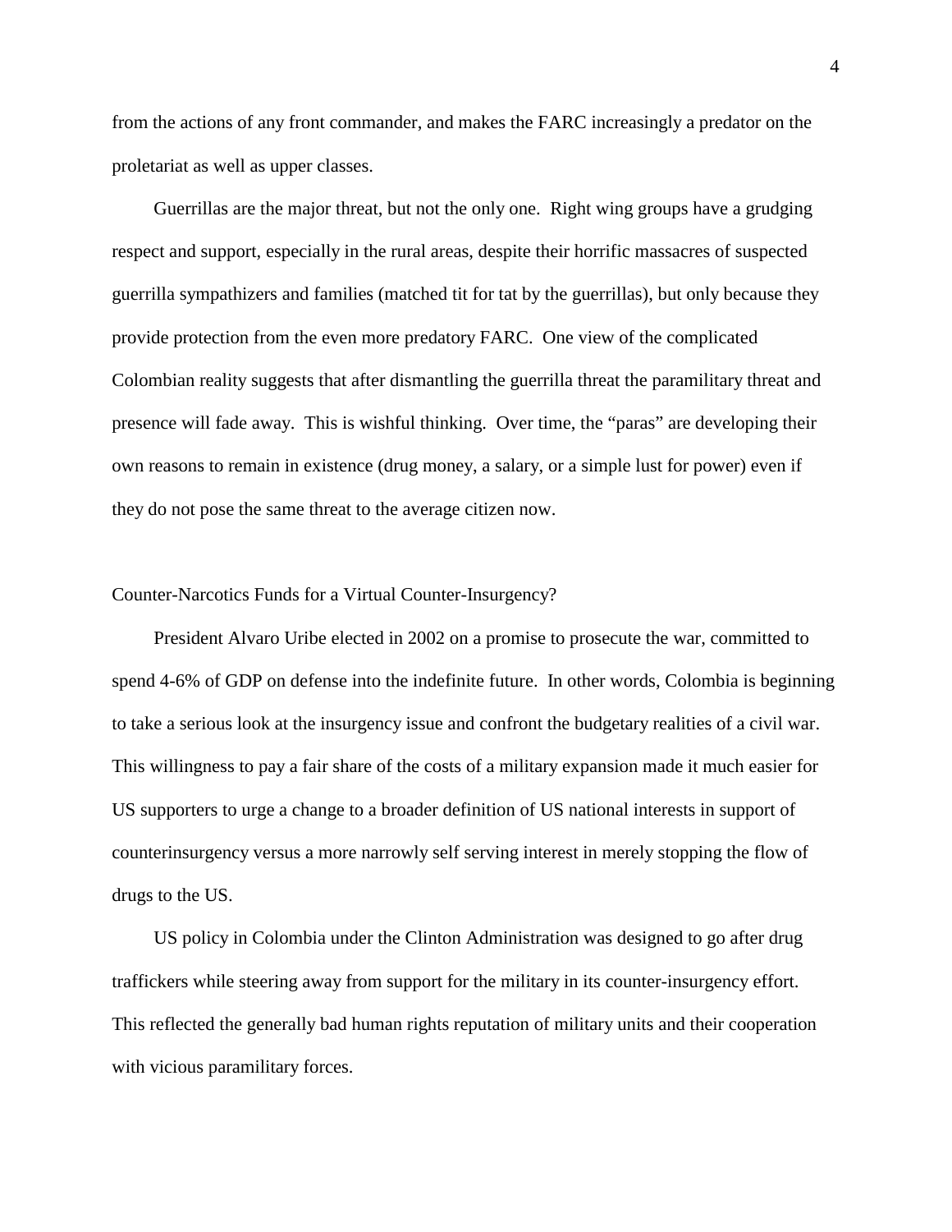from the actions of any front commander, and makes the FARC increasingly a predator on the proletariat as well as upper classes.

Guerrillas are the major threat, but not the only one. Right wing groups have a grudging respect and support, especially in the rural areas, despite their horrific massacres of suspected guerrilla sympathizers and families (matched tit for tat by the guerrillas), but only because they provide protection from the even more predatory FARC. One view of the complicated Colombian reality suggests that after dismantling the guerrilla threat the paramilitary threat and presence will fade away. This is wishful thinking. Over time, the "paras" are developing their own reasons to remain in existence (drug money, a salary, or a simple lust for power) even if they do not pose the same threat to the average citizen now.

## Counter-Narcotics Funds for a Virtual Counter-Insurgency?

President Alvaro Uribe elected in 2002 on a promise to prosecute the war, committed to spend 4-6% of GDP on defense into the indefinite future. In other words, Colombia is beginning to take a serious look at the insurgency issue and confront the budgetary realities of a civil war. This willingness to pay a fair share of the costs of a military expansion made it much easier for US supporters to urge a change to a broader definition of US national interests in support of counterinsurgency versus a more narrowly self serving interest in merely stopping the flow of drugs to the US.

US policy in Colombia under the Clinton Administration was designed to go after drug traffickers while steering away from support for the military in its counter-insurgency effort. This reflected the generally bad human rights reputation of military units and their cooperation with vicious paramilitary forces.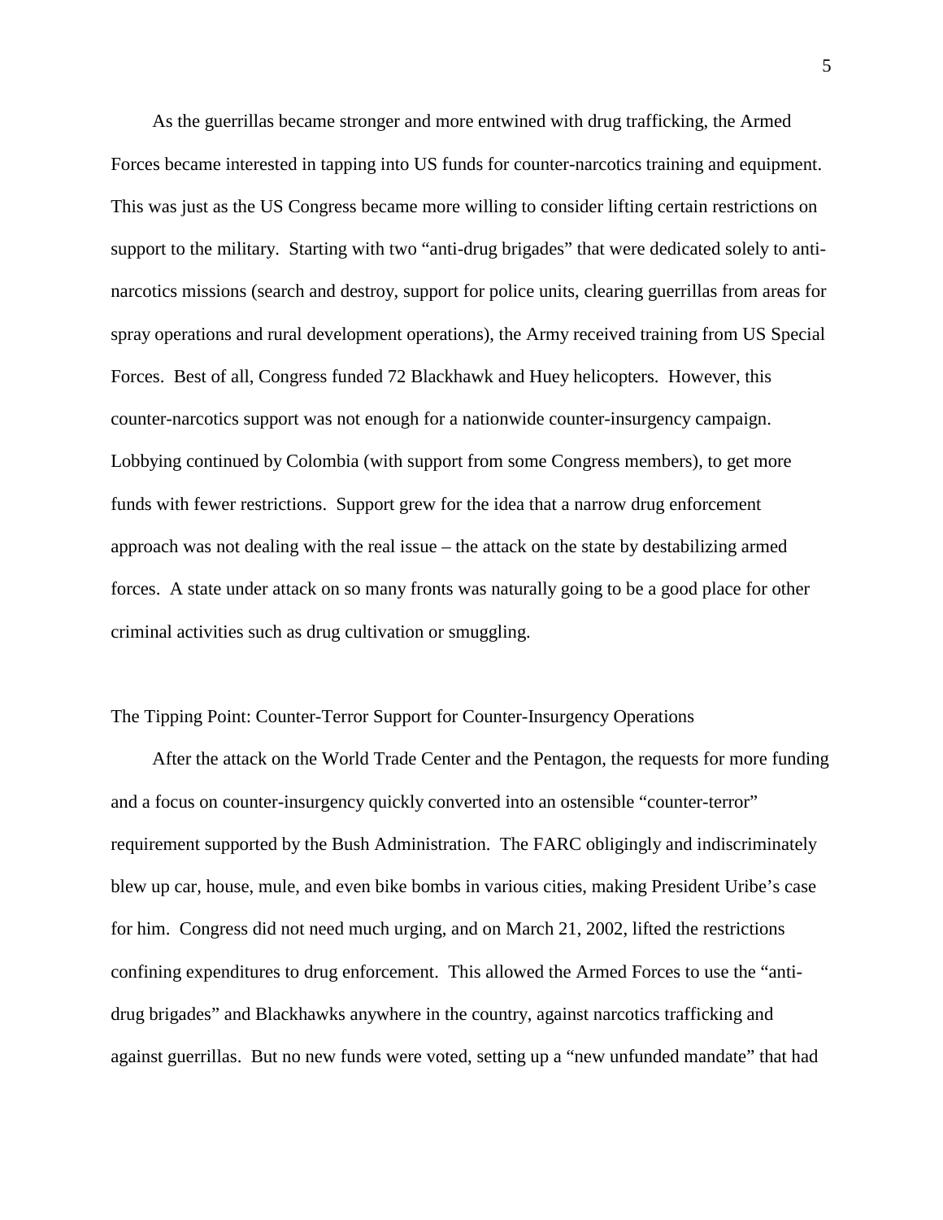As the guerrillas became stronger and more entwined with drug trafficking, the Armed Forces became interested in tapping into US funds for counter-narcotics training and equipment. This was just as the US Congress became more willing to consider lifting certain restrictions on support to the military. Starting with two "anti-drug brigades" that were dedicated solely to anti-narcotics missions (search and destroy, support for police units, clearing guerrillas from areas for spray operations and rural development operations), the Army received training from US Special Forces. Best of all, Congress funded 72 Blackhawk and Huey helicopters. However, this counter-narcotics support was not enough for a nationwide counter-insurgency campaign. Lobbying continued by Colombia (with support from some Congress members), to get more funds with fewer restrictions. Support grew for the idea that a narrow drug enforcement approach was not dealing with the real issue – the attack on the state by destabilizing armed forces. A state under attack on so many fronts was naturally going to be a good place for other criminal activities such as drug cultivation or smuggling.

## The Tipping Point: Counter-Terror Support for Counter-Insurgency Operations

After the attack on the World Trade Center and the Pentagon, the requests for more funding and a focus on counter-insurgency quickly converted into an ostensible "counter-terror" requirement supported by the Bush Administration. The FARC obligingly and indiscriminately blew up car, house, mule, and even bike bombs in various cities, making President Uribe's case for him. Congress did not need much urging, and on March 21, 2002, lifted the restrictions confining expenditures to drug enforcement. This allowed the Armed Forces to use the "anti-drug brigades" and Blackhawks anywhere in the country, against narcotics trafficking and against guerrillas. But no new funds were voted, setting up a "new unfunded mandate" that had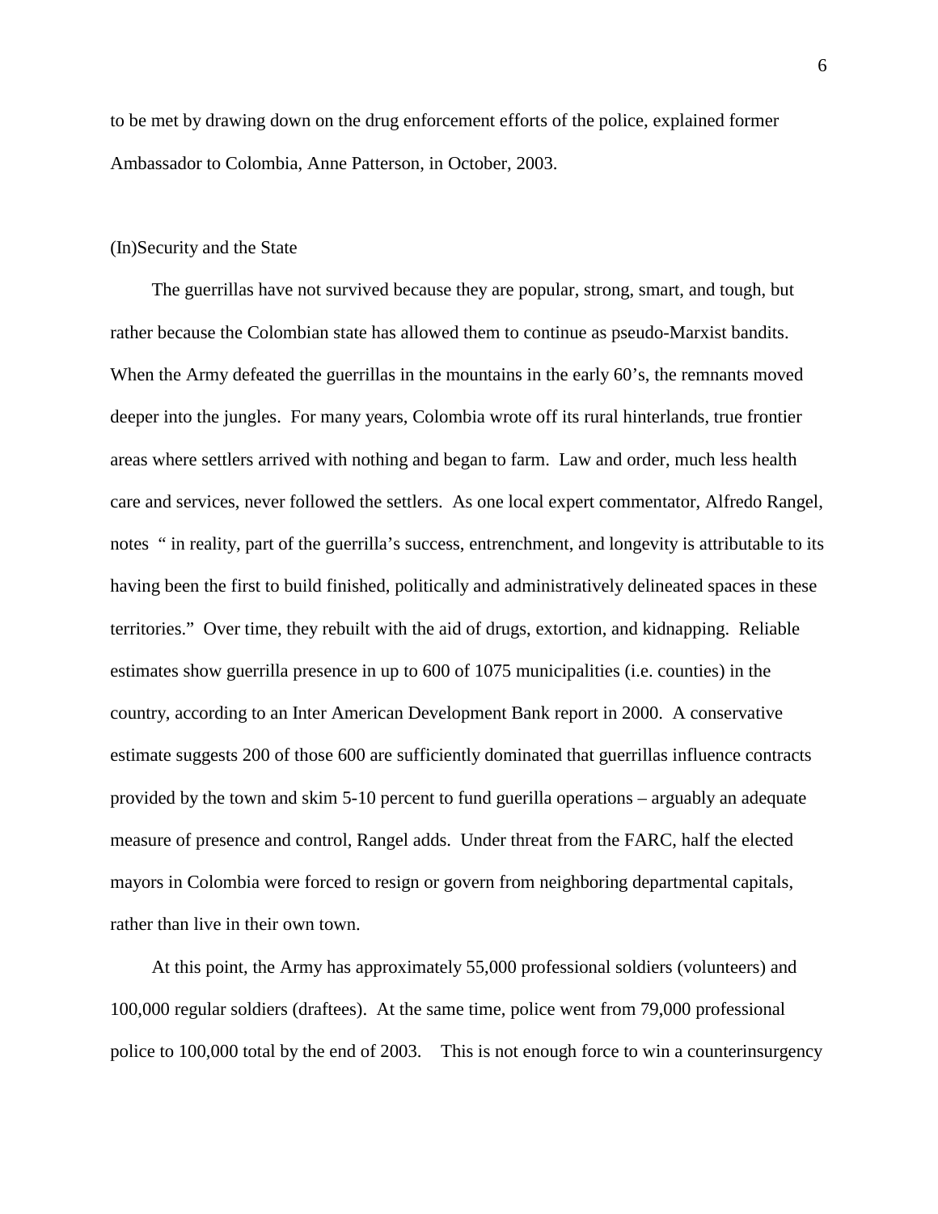to be met by drawing down on the drug enforcement efforts of the police, explained former Ambassador to Colombia, Anne Patterson, in October, 2003.

## (In)Security and the State

The guerrillas have not survived because they are popular, strong, smart, and tough, but rather because the Colombian state has allowed them to continue as pseudo-Marxist bandits. When the Army defeated the guerrillas in the mountains in the early 60's, the remnants moved deeper into the jungles. For many years, Colombia wrote off its rural hinterlands, true frontier areas where settlers arrived with nothing and began to farm. Law and order, much less health care and services, never followed the settlers. As one local expert commentator, Alfredo Rangel, notes " in reality, part of the guerrilla's success, entrenchment, and longevity is attributable to its having been the first to build finished, politically and administratively delineated spaces in these territories." Over time, they rebuilt with the aid of drugs, extortion, and kidnapping. Reliable estimates show guerrilla presence in up to 600 of 1075 municipalities (i.e. counties) in the country, according to an Inter American Development Bank report in 2000. A conservative estimate suggests 200 of those 600 are sufficiently dominated that guerrillas influence contracts provided by the town and skim 5-10 percent to fund gurerilla operations – arguably an adequate measure of presence and control, Rangel adds. Under threat from the FARC, half the elected mayors in Colombia were forced to resign or govern from neighboring departmental capitals, rather than live in their own town.

At this point, the Army has approximately 55,000 professional soldiers (volunteers) and 100,000 regular soldiers (draftees). At the same time, police went from 79,000 professional police to 100,000 total by the end of 2003. This is not enough force to win a counterinsurgency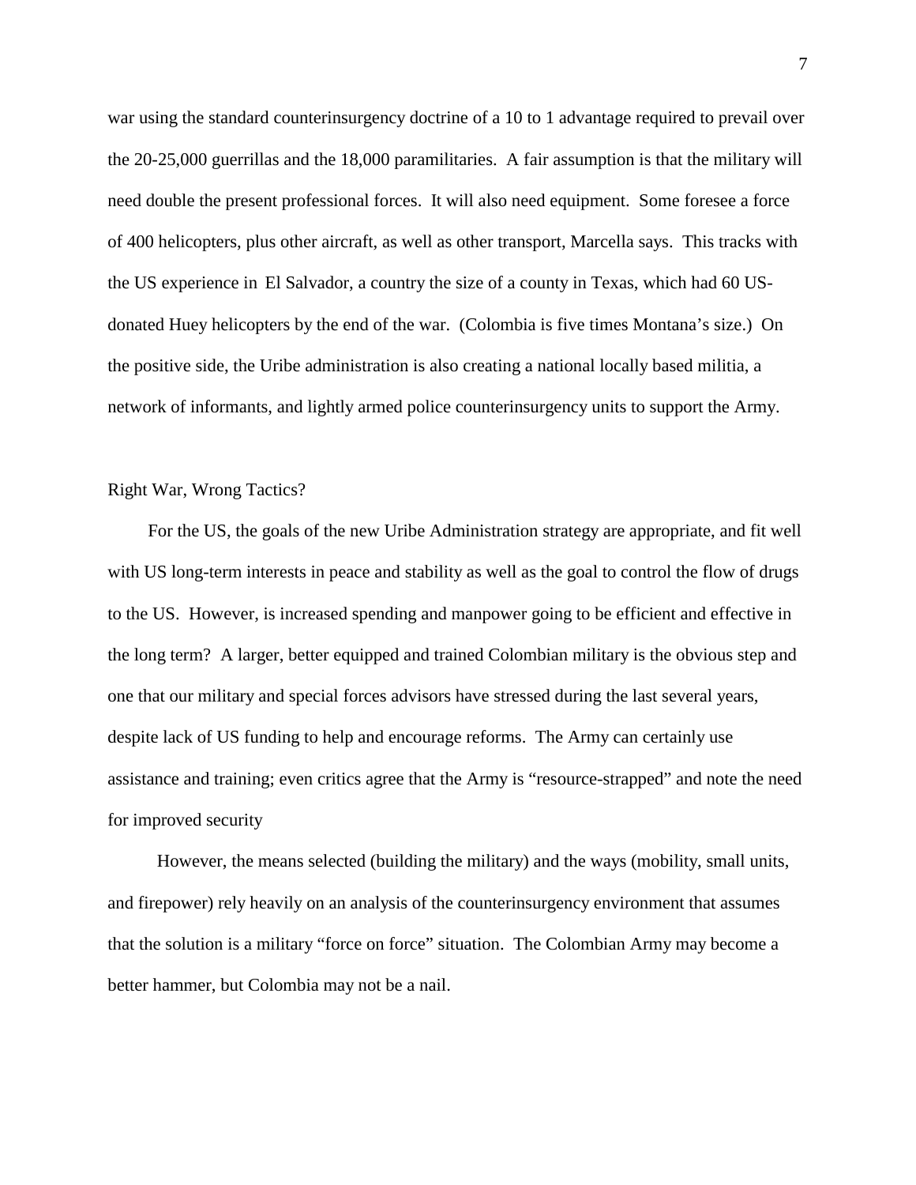war using the standard counterinsurgency doctrine of a 10 to 1 advantage required to prevail over the 20-25,000 guerrillas and the 18,000 paramilitaries. A fair assumption is that the military will need double the present professional forces. It will also need equipment. Some foresee a force of 400 helicopters, plus other aircraft, as well as other transport, Marcella says. This tracks with the US experience in El Salvador, a country the size of a county in Texas, which had 60 US-donated Huey helicopters by the end of the war. (Colombia is five times Montana's size.) On the positive side, the Uribe administration is also creating a national locally based militia, a network of informants, and lightly armed police counterinsurgency units to support the Army.

## Right War, Wrong Tactics?

For the US, the goals of the new Uribe Administration strategy are appropriate, and fit well with US long-term interests in peace and stability as well as the goal to control the flow of drugs to the US. However, is increased spending and manpower going to be efficient and effective in the long term? A larger, better equipped and trained Colombian military is the obvious step and one that our military and special forces advisors have stressed during the last several years, despite lack of US funding to help and encourage reforms. The Army can certainly use assistance and training; even critics agree that the Army is "resource-strapped" and note the need for improved security

However, the means selected (building the military) and the ways (mobility, small units, and firepower) rely heavily on an analysis of the counterinsurgency environment that assumes that the solution is a military "force on force" situation. The Colombian Army may become a better hammer, but Colombia may not be a nail.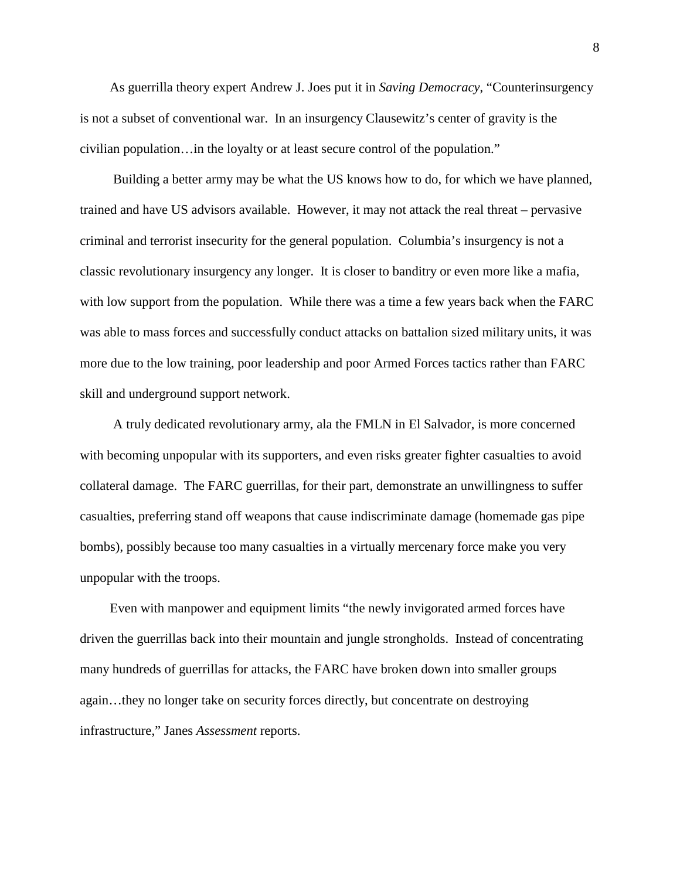As guerrilla theory expert Andrew J. Joes put it in *Saving Democracy*, "Counterinsurgency is not a subset of conventional war. In an insurgency Clausewitz's center of gravity is the civilian population…in the loyalty or at least secure control of the population."

Building a better army may be what the US knows how to do, for which we have planned, trained and have US advisors available. However, it may not attack the real threat – pervasive criminal and terrorist insecurity for the general population. Columbia's insurgency is not a classic revolutionary insurgency any longer. It is closer to banditry or even more like a mafia, with low support from the population. While there was a time a few years back when the FARC was able to mass forces and successfully conduct attacks on battalion sized military units, it was more due to the low training, poor leadership and poor Armed Forces tactics rather than FARC skill and underground support network.

A truly dedicated revolutionary army, ala the FMLN in El Salvador, is more concerned with becoming unpopular with its supporters, and even risks greater fighter casualties to avoid collateral damage. The FARC guerrillas, for their part, demonstrate an unwillingness to suffer casualties, preferring stand off weapons that cause indiscriminate damage (homemade gas pipe bombs), possibly because too many casualties in a virtually mercenary force make you very unpopular with the troops.

Even with manpower and equipment limits "the newly invigorated armed forces have driven the guerrillas back into their mountain and jungle strongholds. Instead of concentrating many hundreds of guerrillas for attacks, the FARC have broken down into smaller groups again…they no longer take on security forces directly, but concentrate on destroying infrastructure," Janes *Assessment* reports.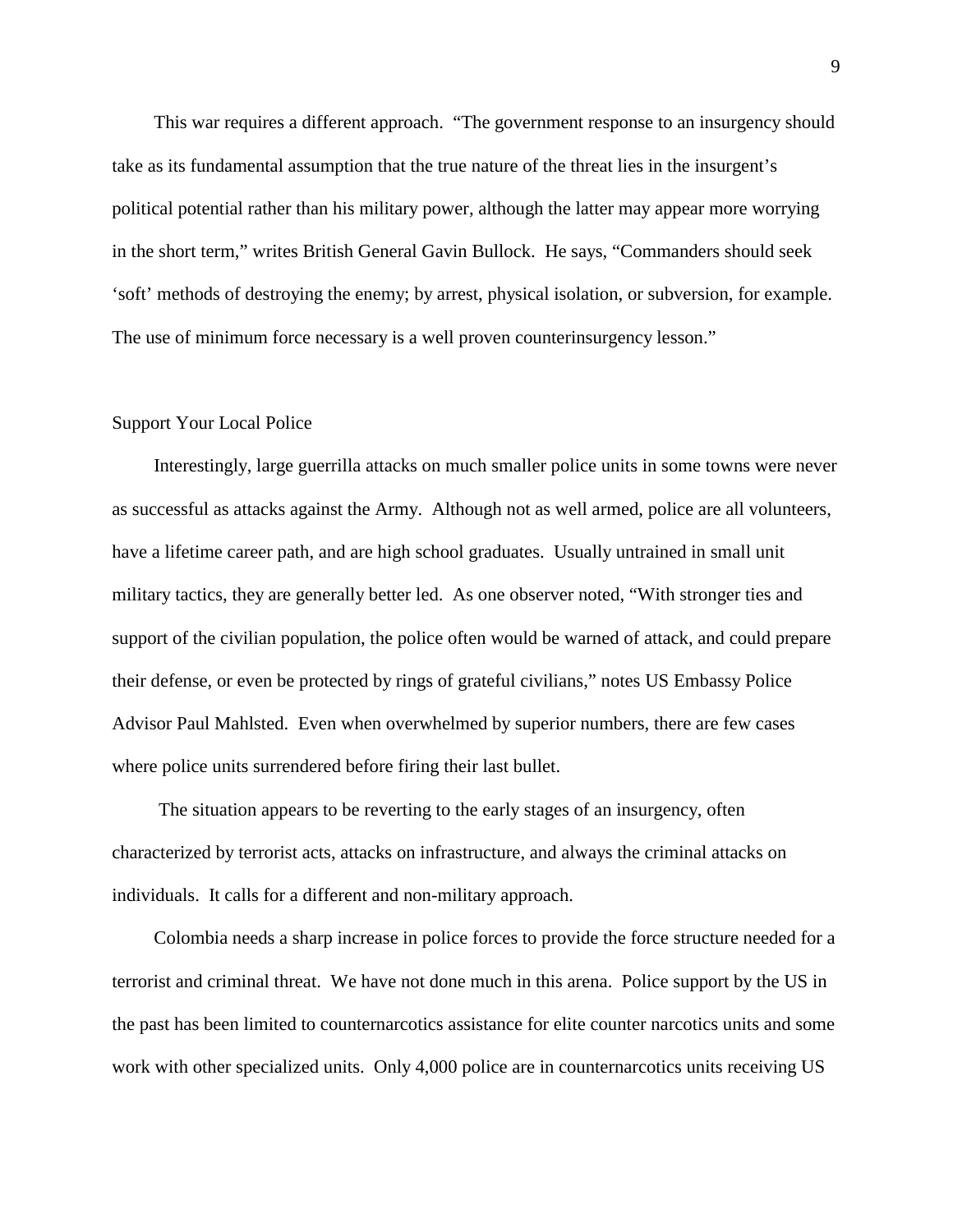This war requires a different approach. "The government response to an insurgency should take as its fundamental assumption that the true nature of the threat lies in the insurgent's political potential rather than his military power, although the latter may appear more worrying in the short term," writes British General Gavin Bullock. He says, "Commanders should seek 'soft' methods of destroying the enemy; by arrest, physical isolation, or subversion, for example. The use of minimum force necessary is a well proven counterinsurgency lesson."

## Support Your Local Police

Interestingly, large guerrilla attacks on much smaller police units in some towns were never as successful as attacks against the Army. Although not as well armed, police are all volunteers, have a lifetime career path, and are high school graduates. Usually untrained in small unit military tactics, they are generally better led. As one observer noted, "With stronger ties and support of the civilian population, the police often would be warned of attack, and could prepare their defense, or even be protected by rings of grateful civilians," notes US Embassy Police Advisor Paul Mahlsted. Even when overwhelmed by superior numbers, there are few cases where police units surrendered before firing their last bullet.

The situation appears to be reverting to the early stages of an insurgency, often characterized by terrorist acts, attacks on infrastructure, and always the criminal attacks on individuals. It calls for a different and non-military approach.

Colombia needs a sharp increase in police forces to provide the force structure needed for a terrorist and criminal threat. We have not done much in this arena. Police support by the US in the past has been limited to counternarcotics assistance for elite counter narcotics units and some work with other specialized units. Only 4,000 police are in counternarcotics units receiving US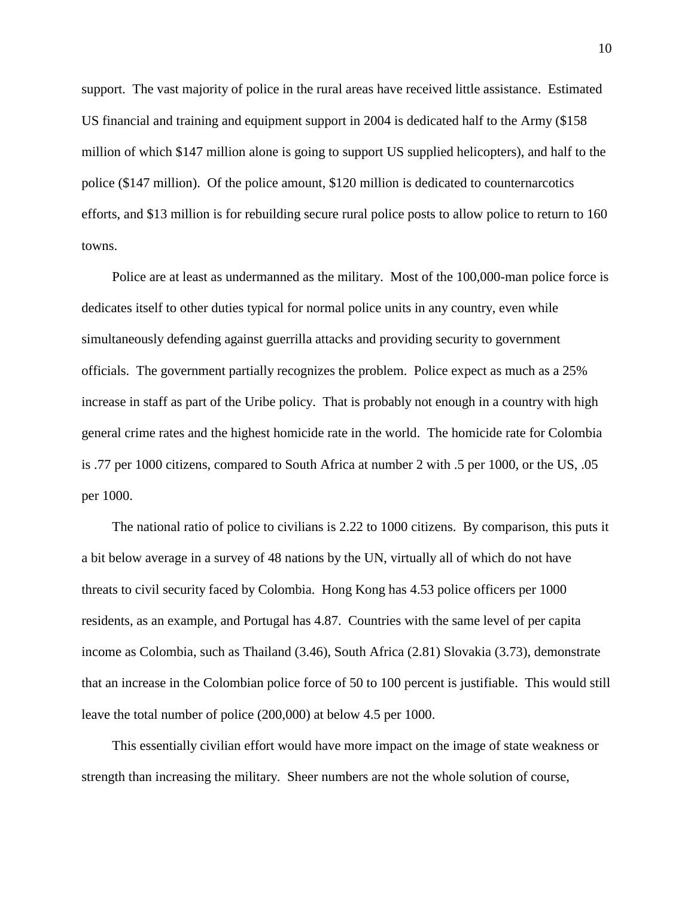support. The vast majority of police in the rural areas have received little assistance. Estimated US financial and training and equipment support in 2004 is dedicated half to the Army ($158 million of which $147 million alone is going to support US supplied helicopters), and half to the police ($147 million). Of the police amount, $120 million is dedicated to counternarcotics efforts, and $13 million is for rebuilding secure rural police posts to allow police to return to 160 towns.

Police are at least as undermanned as the military. Most of the 100,000-man police force is dedicates itself to other duties typical for normal police units in any country, even while simultaneously defending against guerrilla attacks and providing security to government officials. The government partially recognizes the problem. Police expect as much as a 25% increase in staff as part of the Uribe policy. That is probably not enough in a country with high general crime rates and the highest homicide rate in the world. The homicide rate for Colombia is .77 per 1000 citizens, compared to South Africa at number 2 with .5 per 1000, or the US, .05 per 1000.

The national ratio of police to civilians is 2.22 to 1000 citizens. By comparison, this puts it a bit below average in a survey of 48 nations by the UN, virtually all of which do not have threats to civil security faced by Colombia. Hong Kong has 4.53 police officers per 1000 residents, as an example, and Portugal has 4.87. Countries with the same level of per capita income as Colombia, such as Thailand (3.46), South Africa (2.81) Slovakia (3.73), demonstrate that an increase in the Colombian police force of 50 to 100 percent is justifiable. This would still leave the total number of police (200,000) at below 4.5 per 1000.

This essentially civilian effort would have more impact on the image of state weakness or strength than increasing the military. Sheer numbers are not the whole solution of course,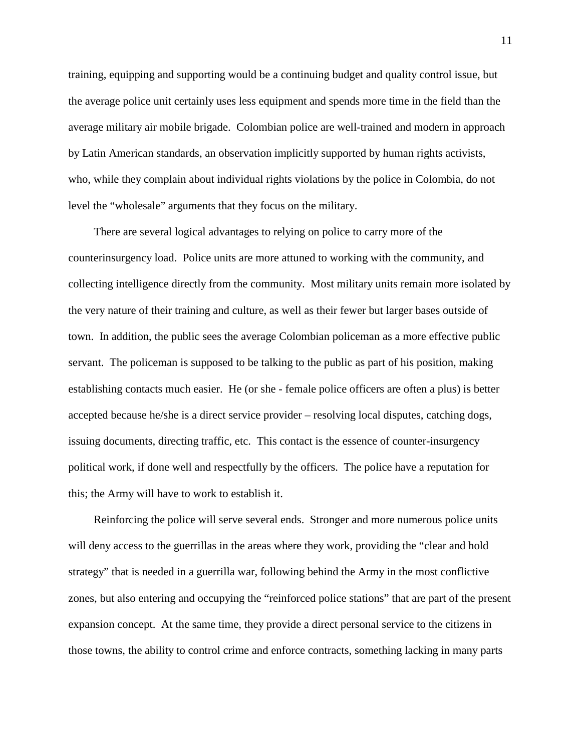training, equipping and supporting would be a continuing budget and quality control issue, but the average police unit certainly uses less equipment and spends more time in the field than the average military air mobile brigade. Colombian police are well-trained and modern in approach by Latin American standards, an observation implicitly supported by human rights activists, who, while they complain about individual rights violations by the police in Colombia, do not level the "wholesale" arguments that they focus on the military.

There are several logical advantages to relying on police to carry more of the counterinsurgency load. Police units are more attuned to working with the community, and collecting intelligence directly from the community. Most military units remain more isolated by the very nature of their training and culture, as well as their fewer but larger bases outside of town. In addition, the public sees the average Colombian policeman as a more effective public servant. The policeman is supposed to be talking to the public as part of his position, making establishing contacts much easier. He (or she - female police officers are often a plus) is better accepted because he/she is a direct service provider – resolving local disputes, catching dogs, issuing documents, directing traffic, etc. This contact is the essence of counter-insurgency political work, if done well and respectfully by the officers. The police have a reputation for this; the Army will have to work to establish it.

Reinforcing the police will serve several ends. Stronger and more numerous police units will deny access to the guerrillas in the areas where they work, providing the "clear and hold strategy" that is needed in a guerrilla war, following behind the Army in the most conflictive zones, but also entering and occupying the "reinforced police stations" that are part of the present expansion concept. At the same time, they provide a direct personal service to the citizens in those towns, the ability to control crime and enforce contracts, something lacking in many parts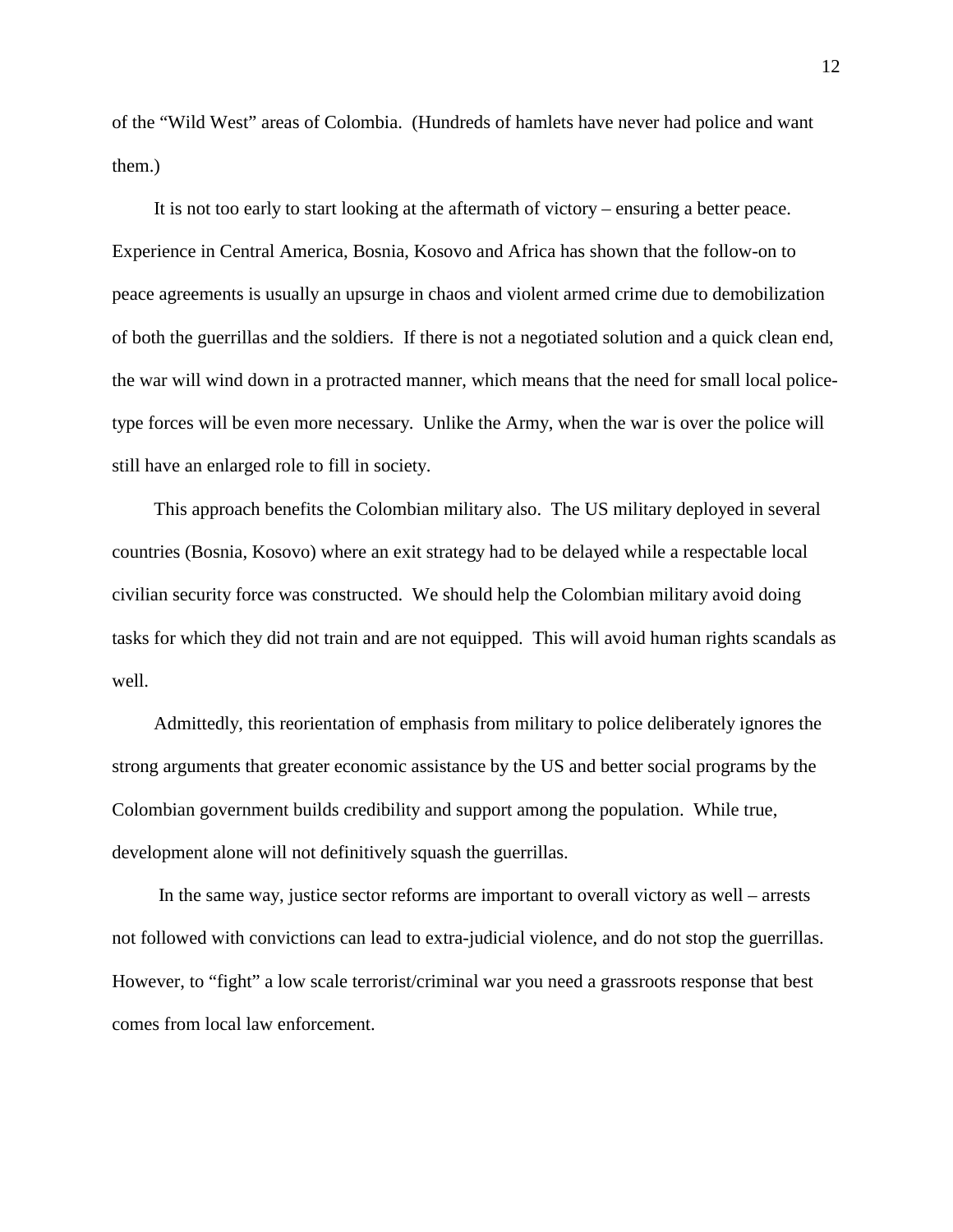of the "Wild West" areas of Colombia. (Hundreds of hamlets have never had police and want them.)

It is not too early to start looking at the aftermath of victory – ensuring a better peace. Experience in Central America, Bosnia, Kosovo and Africa has shown that the follow-on to peace agreements is usually an upsurge in chaos and violent armed crime due to demobilization of both the guerrillas and the soldiers. If there is not a negotiated solution and a quick clean end, the war will wind down in a protracted manner, which means that the need for small local police-type forces will be even more necessary. Unlike the Army, when the war is over the police will still have an enlarged role to fill in society.

This approach benefits the Colombian military also. The US military deployed in several countries (Bosnia, Kosovo) where an exit strategy had to be delayed while a respectable local civilian security force was constructed. We should help the Colombian military avoid doing tasks for which they did not train and are not equipped. This will avoid human rights scandals as well.

Admittedly, this reorientation of emphasis from military to police deliberately ignores the strong arguments that greater economic assistance by the US and better social programs by the Colombian government builds credibility and support among the population. While true, development alone will not definitively squash the guerrillas.

In the same way, justice sector reforms are important to overall victory as well – arrests not followed with convictions can lead to extra-judicial violence, and do not stop the guerrillas. However, to "fight" a low scale terrorist/criminal war you need a grassroots response that best comes from local law enforcement.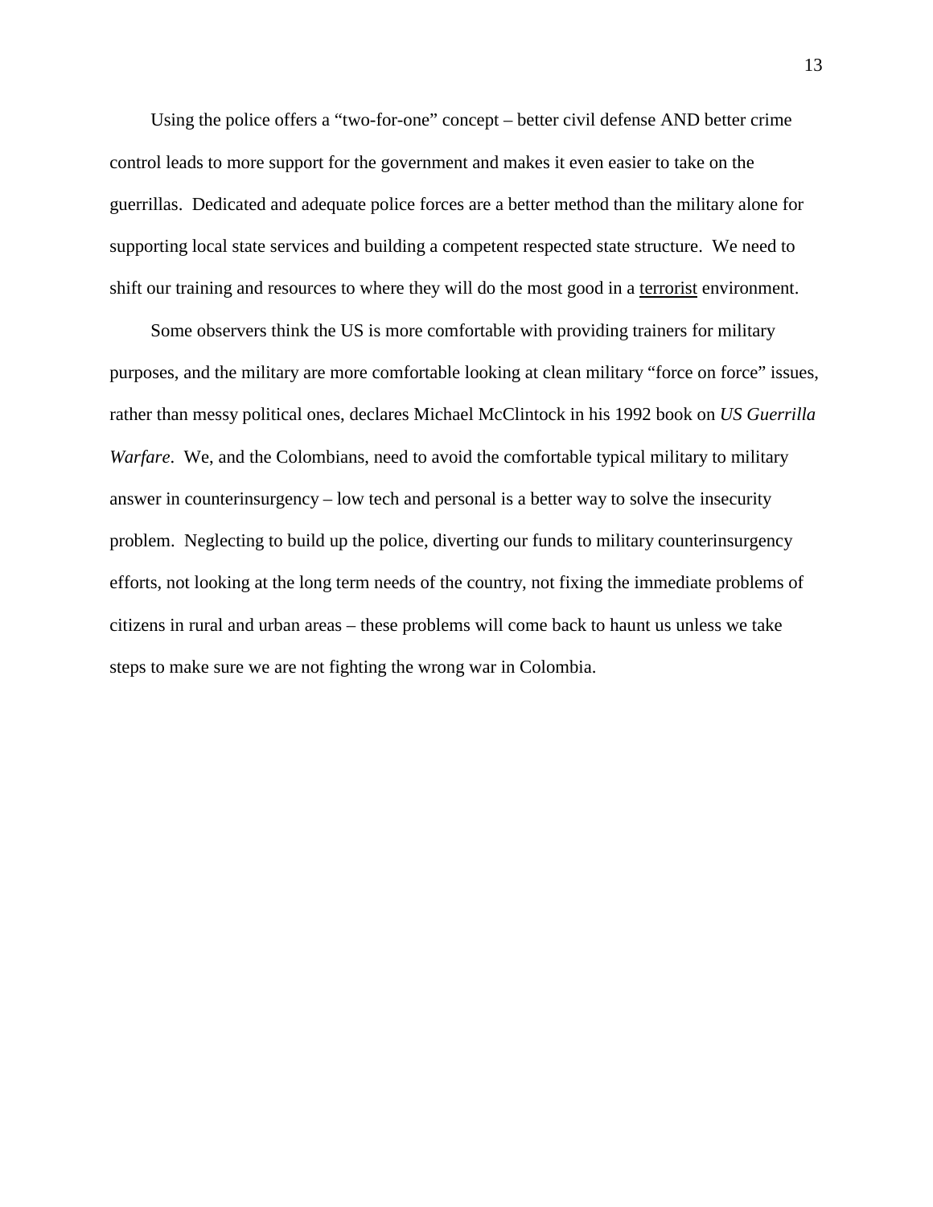Using the police offers a "two-for-one" concept – better civil defense AND better crime control leads to more support for the government and makes it even easier to take on the guerrillas. Dedicated and adequate police forces are a better method than the military alone for supporting local state services and building a competent respected state structure. We need to shift our training and resources to where they will do the most good in a <u>terrorist</u> environment.

Some observers think the US is more comfortable with providing trainers for military purposes, and the military are more comfortable looking at clean military "force on force" issues, rather than messy political ones, declares Michael McClintock in his 1992 book on *US Guerrilla Warfare*. We, and the Colombians, need to avoid the comfortable typical military to military answer in counterinsurgency – low tech and personal is a better way to solve the insecurity problem. Neglecting to build up the police, diverting our funds to military counterinsurgency efforts, not looking at the long term needs of the country, not fixing the immediate problems of citizens in rural and urban areas – these problems will come back to haunt us unless we take steps to make sure we are not fighting the wrong war in Colombia.